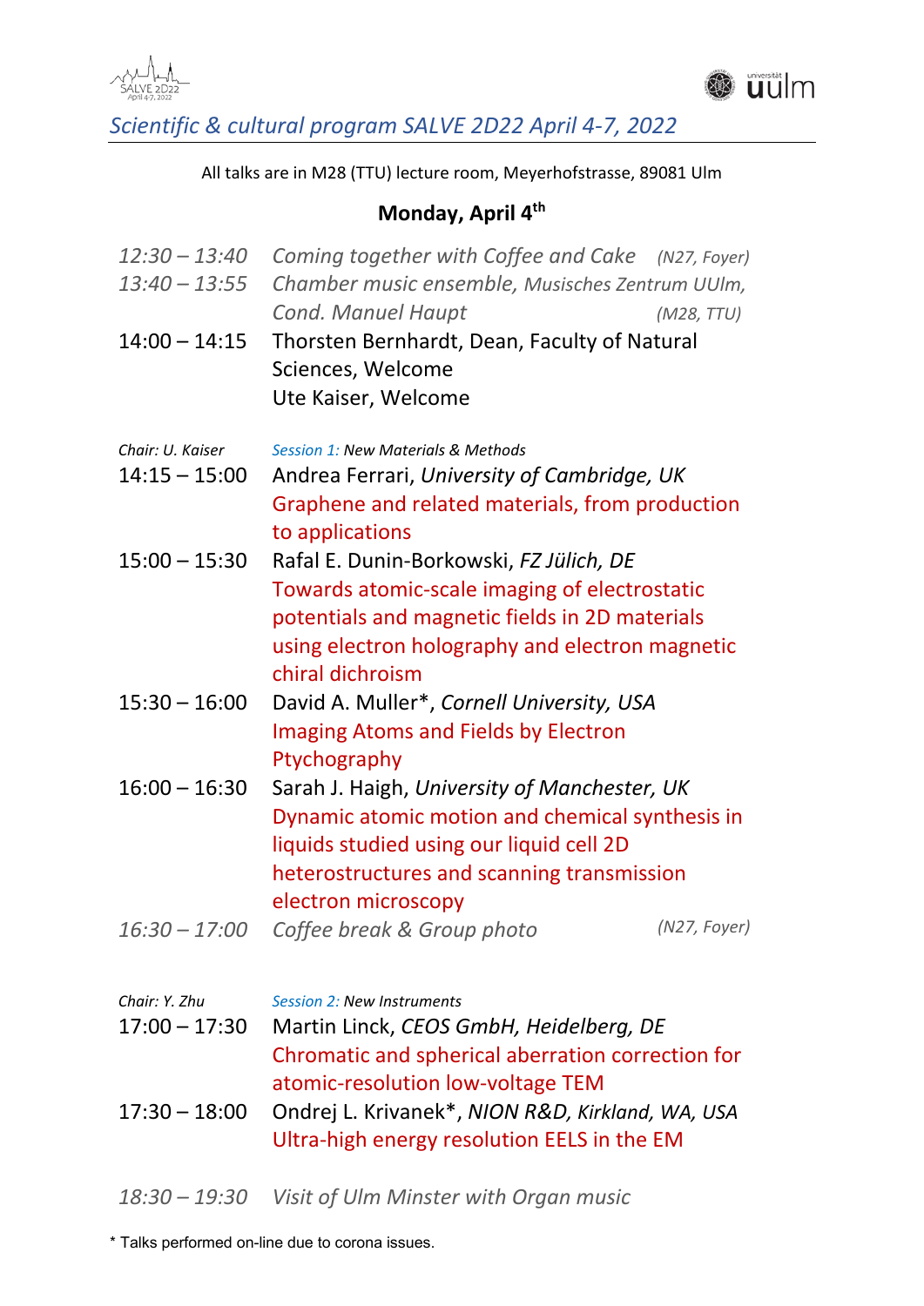# *Scientific & cultural program SALVE 2D22 April 4-7, 2022*

All talks are in M28 (TTU) lecture room, Meyerhofstrasse, 89081 Ulm

## Monday, April 4th

*12:30 – 13:40* *Coming together with Coffee and Cake* *(N27, Foyer)*

*13:40 – 13:55* *Chamber music ensemble, Musisches Zentrum UUlm, Cond. Manuel Haupt* *(M28, TTU)*

14:00 – 14:15 Thorsten Bernhardt, Dean, Faculty of Natural Sciences, Welcome
Ute Kaiser, Welcome

*Chair: U. Kaiser* — *Session 1: New Materials & Methods*

14:15 – 15:00 Andrea Ferrari, *University of Cambridge, UK*
Graphene and related materials, from production to applications

15:00 – 15:30 Rafal E. Dunin-Borkowski, *FZ Jülich, DE*
Towards atomic-scale imaging of electrostatic potentials and magnetic fields in 2D materials using electron holography and electron magnetic chiral dichroism

15:30 – 16:00 David A. Muller*, *Cornell University, USA*
Imaging Atoms and Fields by Electron Ptychography

16:00 – 16:30 Sarah J. Haigh, *University of Manchester, UK*
Dynamic atomic motion and chemical synthesis in liquids studied using our liquid cell 2D heterostructures and scanning transmission electron microscopy

*16:30 – 17:00* *Coffee break & Group photo* *(N27, Foyer)*

*Chair: Y. Zhu* — *Session 2: New Instruments*

17:00 – 17:30 Martin Linck, *CEOS GmbH, Heidelberg, DE*
Chromatic and spherical aberration correction for atomic-resolution low-voltage TEM

17:30 – 18:00 Ondrej L. Krivanek*, *NION R&D, Kirkland, WA, USA*
Ultra-high energy resolution EELS in the EM

*18:30 – 19:30* *Visit of Ulm Minster with Organ music*

\* Talks performed on-line due to corona issues.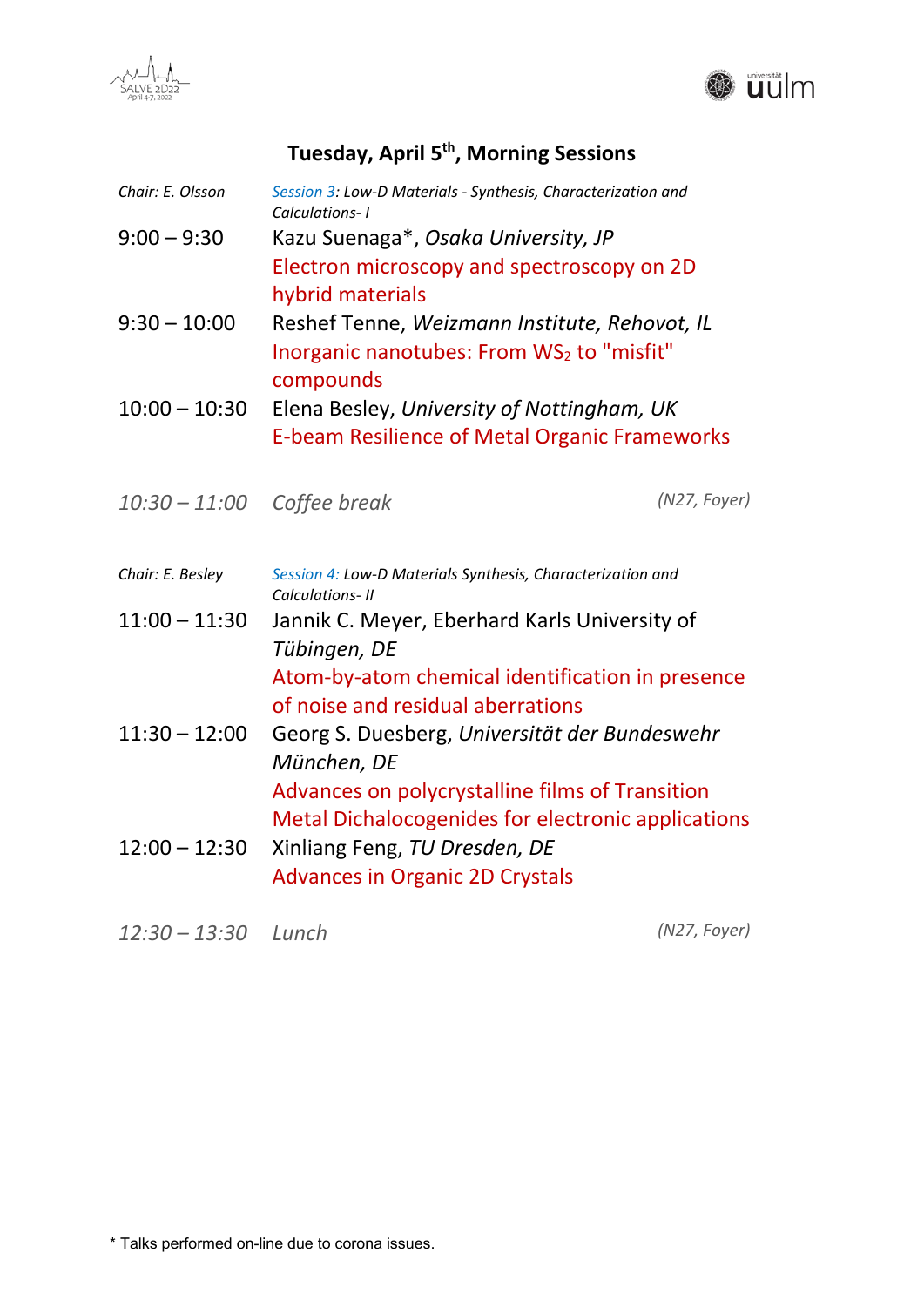## Tuesday, April 5th, Morning Sessions

*Chair: E. Olsson* — Session 3: *Low-D Materials - Synthesis, Characterization and Calculations- I*

9:00 – 9:30 Kazu Suenaga*, *Osaka University, JP*
Electron microscopy and spectroscopy on 2D hybrid materials

9:30 – 10:00 Reshef Tenne, *Weizmann Institute, Rehovot, IL*
Inorganic nanotubes: From $WS_2$ to "misfit" compounds

10:00 – 10:30 Elena Besley, *University of Nottingham, UK*
E-beam Resilience of Metal Organic Frameworks

*10:30 – 11:00 Coffee break* *(N27, Foyer)*

*Chair: E. Besley* — Session 4: *Low-D Materials Synthesis, Characterization and Calculations- II*

11:00 – 11:30 Jannik C. Meyer, Eberhard Karls University of *Tübingen, DE*
Atom-by-atom chemical identification in presence of noise and residual aberrations

11:30 – 12:00 Georg S. Duesberg, *Universität der Bundeswehr München, DE*
Advances on polycrystalline films of Transition Metal Dichalocogenides for electronic applications

12:00 – 12:30 Xinliang Feng, *TU Dresden, DE*
Advances in Organic 2D Crystals

*12:30 – 13:30 Lunch* *(N27, Foyer)*

* Talks performed on-line due to corona issues.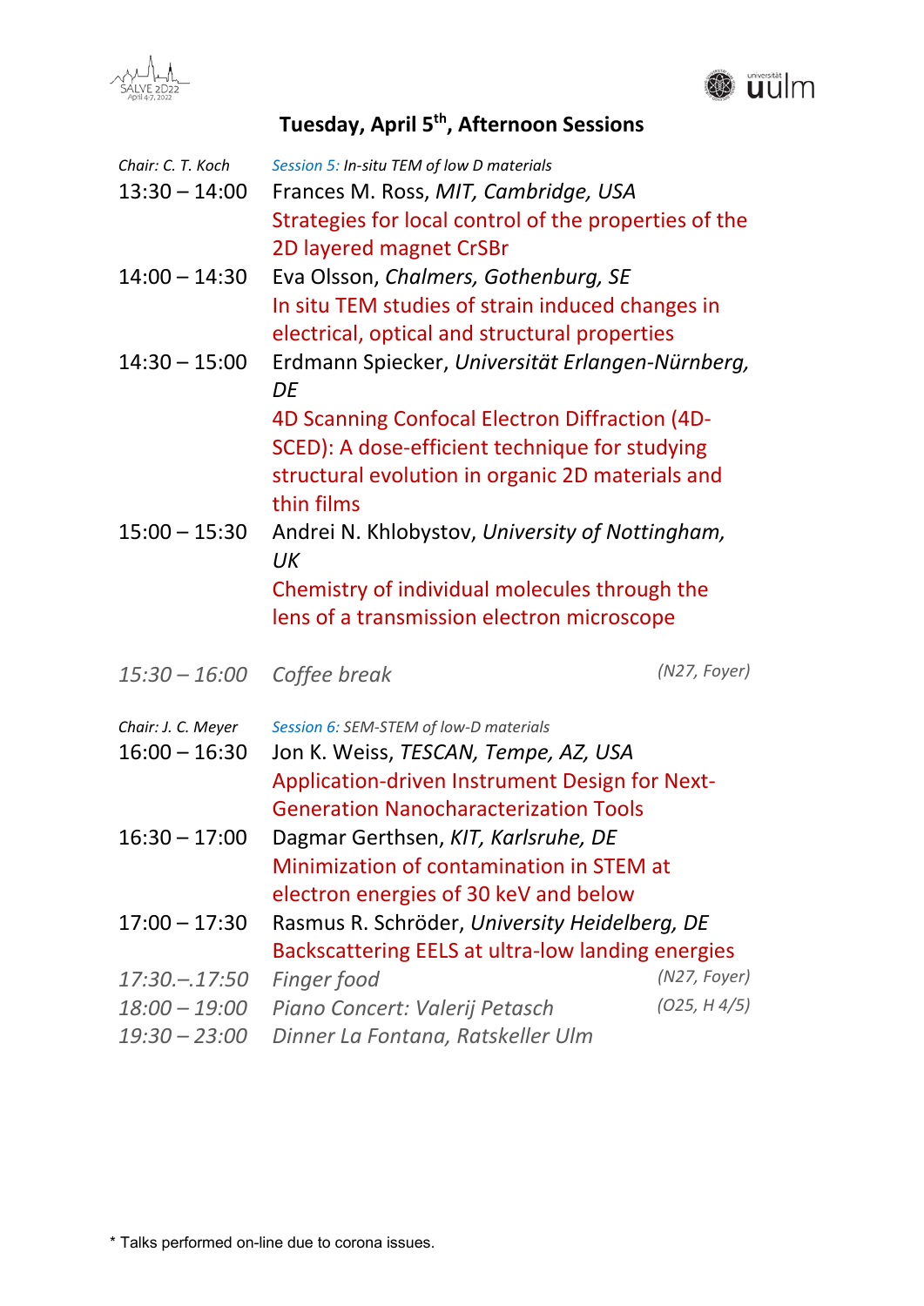## Tuesday, April 5th, Afternoon Sessions

*Chair: C. T. Koch* — *Session 5: In-situ TEM of low D materials*

**13:30 – 14:00** Frances M. Ross, *MIT, Cambridge, USA*
Strategies for local control of the properties of the 2D layered magnet CrSBr

**14:00 – 14:30** Eva Olsson, *Chalmers, Gothenburg, SE*
In situ TEM studies of strain induced changes in electrical, optical and structural properties

**14:30 – 15:00** Erdmann Spiecker, *Universität Erlangen-Nürnberg, DE*
4D Scanning Confocal Electron Diffraction (4D-SCED): A dose-efficient technique for studying structural evolution in organic 2D materials and thin films

**15:00 – 15:30** Andrei N. Khlobystov, *University of Nottingham, UK*
Chemistry of individual molecules through the lens of a transmission electron microscope

*15:30 – 16:00* *Coffee break* *(N27, Foyer)*

*Chair: J. C. Meyer* — *Session 6: SEM-STEM of low-D materials*

**16:00 – 16:30** Jon K. Weiss, *TESCAN, Tempe, AZ, USA*
Application-driven Instrument Design for Next-Generation Nanocharacterization Tools

**16:30 – 17:00** Dagmar Gerthsen, *KIT, Karlsruhe, DE*
Minimization of contamination in STEM at electron energies of 30 keV and below

**17:00 – 17:30** Rasmus R. Schröder, *University Heidelberg, DE*
Backscattering EELS at ultra-low landing energies

*17:30.–.17:50* *Finger food* *(N27, Foyer)*

*18:00 – 19:00* *Piano Concert: Valerij Petasch* *(O25, H 4/5)*

*19:30 – 23:00* *Dinner La Fontana, Ratskeller Ulm*

* Talks performed on-line due to corona issues.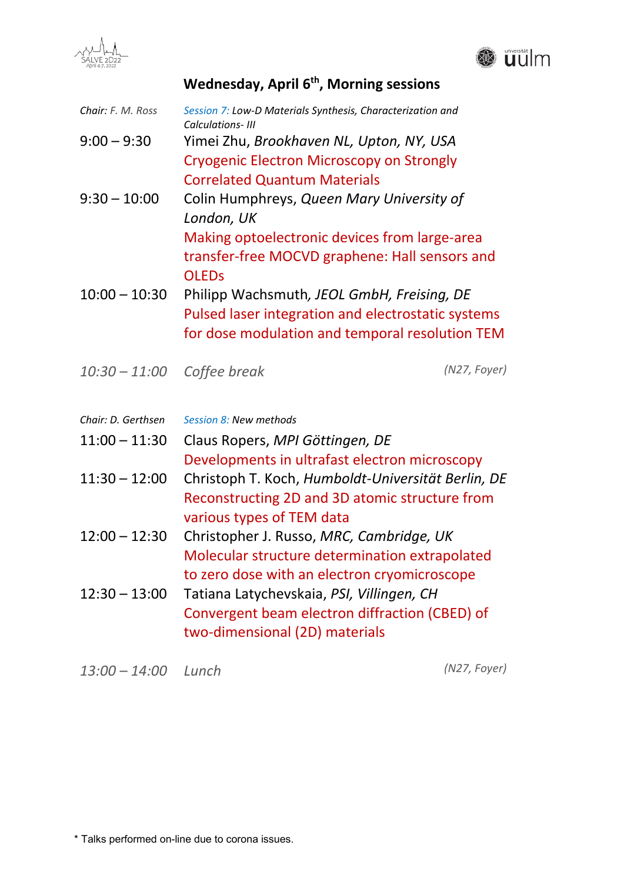## Wednesday, April 6th, Morning sessions

*Chair: F. M. Ross* — *Session 7: Low-D Materials Synthesis, Characterization and Calculations- III*

**9:00 – 9:30** Yimei Zhu, *Brookhaven NL, Upton, NY, USA*
Cryogenic Electron Microscopy on Strongly Correlated Quantum Materials

**9:30 – 10:00** Colin Humphreys, *Queen Mary University of London, UK*
Making optoelectronic devices from large-area transfer-free MOCVD graphene: Hall sensors and OLEDs

**10:00 – 10:30** Philipp Wachsmuth, *JEOL GmbH, Freising, DE*
Pulsed laser integration and electrostatic systems for dose modulation and temporal resolution TEM

*10:30 – 11:00 Coffee break (N27, Foyer)*

*Chair: D. Gerthsen* — *Session 8: New methods*

**11:00 – 11:30** Claus Ropers, *MPI Göttingen, DE*
Developments in ultrafast electron microscopy

**11:30 – 12:00** Christoph T. Koch, *Humboldt-Universität Berlin, DE*
Reconstructing 2D and 3D atomic structure from various types of TEM data

**12:00 – 12:30** Christopher J. Russo, *MRC, Cambridge, UK*
Molecular structure determination extrapolated to zero dose with an electron cryomicroscope

**12:30 – 13:00** Tatiana Latychevskaia, *PSI, Villingen, CH*
Convergent beam electron diffraction (CBED) of two-dimensional (2D) materials

*13:00 – 14:00 Lunch (N27, Foyer)*

\* Talks performed on-line due to corona issues.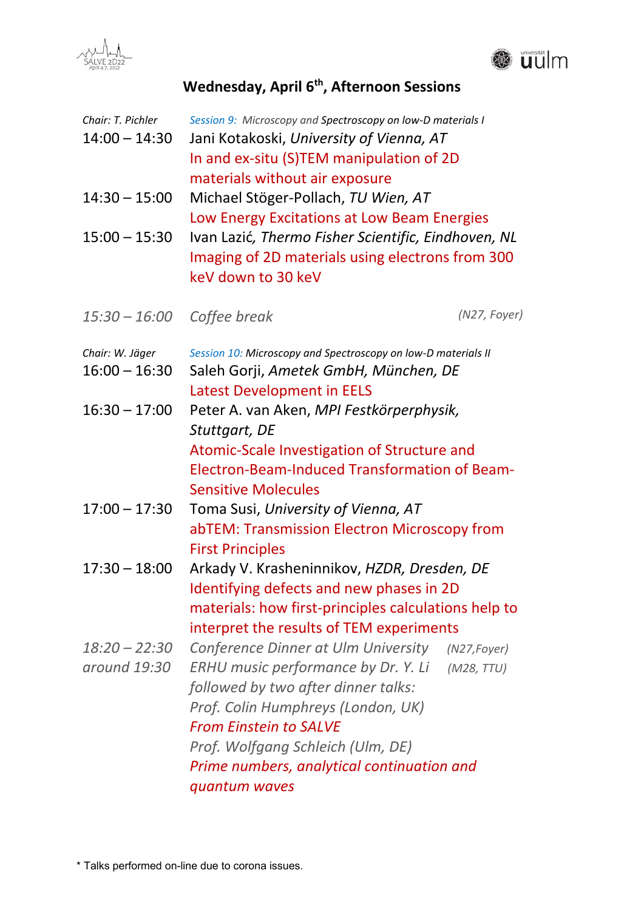## Wednesday, April 6th, Afternoon Sessions

*Chair: T. Pichler* — *Session 9: Microscopy and Spectroscopy on low-D materials I*

14:00 – 14:30 Jani Kotakoski, *University of Vienna, AT*
In and ex-situ (S)TEM manipulation of 2D materials without air exposure

14:30 – 15:00 Michael Stöger-Pollach, *TU Wien, AT*
Low Energy Excitations at Low Beam Energies

15:00 – 15:30 Ivan Lazić, *Thermo Fisher Scientific, Eindhoven, NL*
Imaging of 2D materials using electrons from 300 keV down to 30 keV

*15:30 – 16:00 Coffee break (N27, Foyer)*

*Chair: W. Jäger* — *Session 10: Microscopy and Spectroscopy on low-D materials II*

16:00 – 16:30 Saleh Gorji, *Ametek GmbH, München, DE*
Latest Development in EELS

16:30 – 17:00 Peter A. van Aken, *MPI Festkörperphysik, Stuttgart, DE*
Atomic-Scale Investigation of Structure and Electron-Beam-Induced Transformation of Beam-Sensitive Molecules

17:00 – 17:30 Toma Susi, *University of Vienna, AT*
abTEM: Transmission Electron Microscopy from First Principles

17:30 – 18:00 Arkady V. Krasheninnikov, *HZDR, Dresden, DE*
Identifying defects and new phases in 2D materials: how first-principles calculations help to interpret the results of TEM experiments

*18:20 – 22:30 Conference Dinner at Ulm University (N27,Foyer)*

*around 19:30 ERHU music performance by Dr. Y. Li (M28, TTU)*
*followed by two after dinner talks:*
*Prof. Colin Humphreys (London, UK)*
*From Einstein to SALVE*
*Prof. Wolfgang Schleich (Ulm, DE)*
*Prime numbers, analytical continuation and quantum waves*

* Talks performed on-line due to corona issues.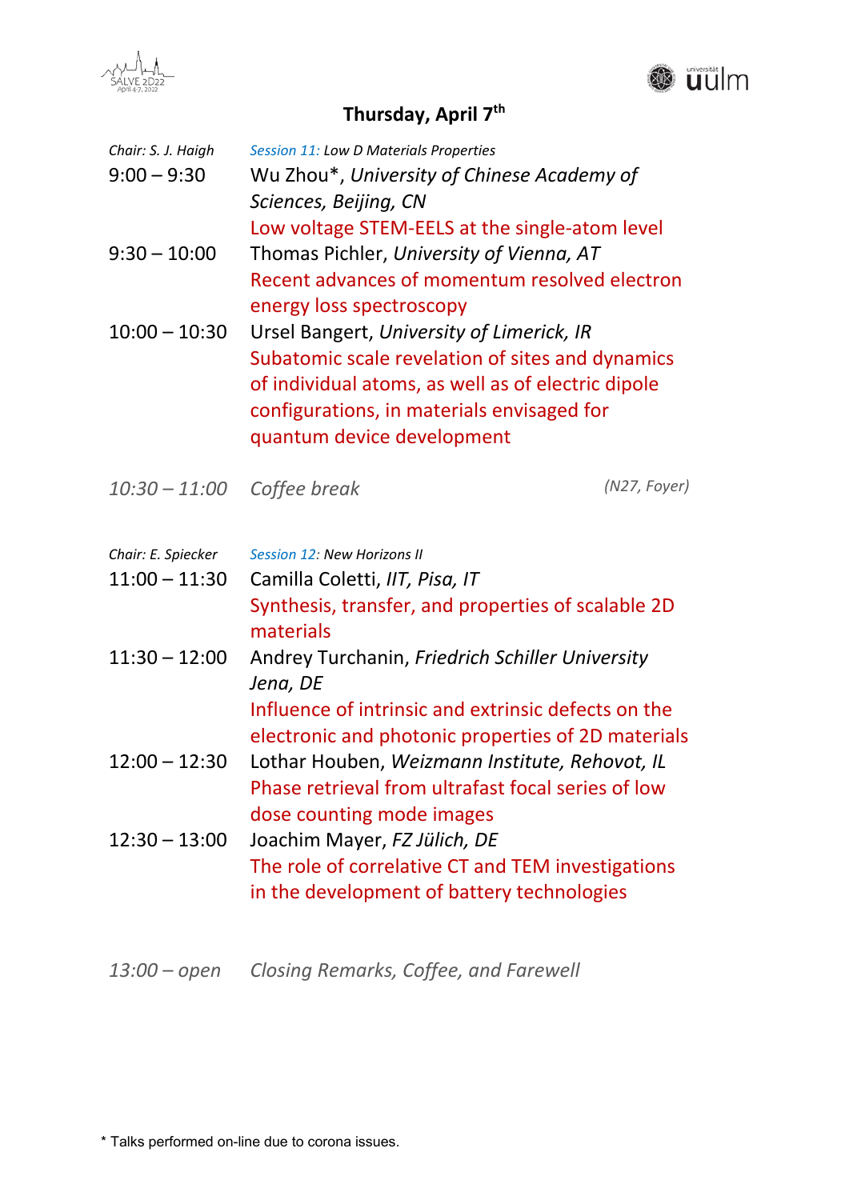## Thursday, April 7th

*Chair: S. J. Haigh* — Session 11: *Low D Materials Properties*

**9:00 – 9:30** Wu Zhou*, *University of Chinese Academy of Sciences, Beijing, CN*
Low voltage STEM-EELS at the single-atom level

**9:30 – 10:00** Thomas Pichler, *University of Vienna, AT*
Recent advances of momentum resolved electron energy loss spectroscopy

**10:00 – 10:30** Ursel Bangert, *University of Limerick, IR*
Subatomic scale revelation of sites and dynamics of individual atoms, as well as of electric dipole configurations, in materials envisaged for quantum device development

*10:30 – 11:00* *Coffee break* *(N27, Foyer)*

*Chair: E. Spiecker* — Session 12: *New Horizons II*

**11:00 – 11:30** Camilla Coletti, *IIT, Pisa, IT*
Synthesis, transfer, and properties of scalable 2D materials

**11:30 – 12:00** Andrey Turchanin, *Friedrich Schiller University Jena, DE*
Influence of intrinsic and extrinsic defects on the electronic and photonic properties of 2D materials

**12:00 – 12:30** Lothar Houben, *Weizmann Institute, Rehovot, IL*
Phase retrieval from ultrafast focal series of low dose counting mode images

**12:30 – 13:00** Joachim Mayer, *FZ Jülich, DE*
The role of correlative CT and TEM investigations in the development of battery technologies

*13:00 – open* *Closing Remarks, Coffee, and Farewell*

* Talks performed on-line due to corona issues.